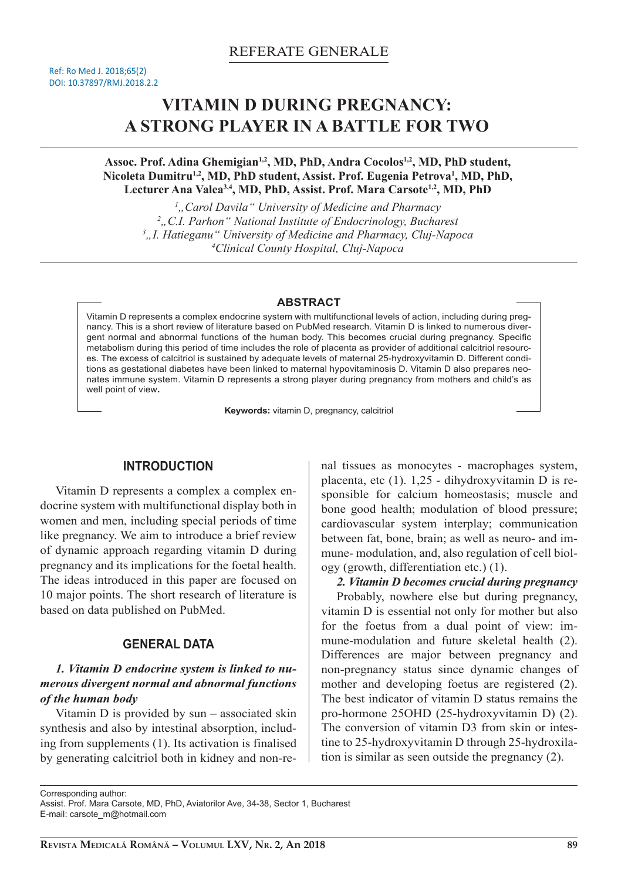REFERATE GENERALE

Ref: Ro Med J. 2018;65(2)
DOI: 10.37897/RMJ.2018.2.2

# VITAMIN D DURING PREGNANCY: A STRONG PLAYER IN A BATTLE FOR TWO

**Assoc. Prof. Adina Ghemigian[1,2], MD, PhD, Andra Cocolos[1,2], MD, PhD student, Nicoleta Dumitru[1,2], MD, PhD student, Assist. Prof. Eugenia Petrova[1], MD, PhD, Lecturer Ana Valea[3,4], MD, PhD, Assist. Prof. Mara Carsote[1,2], MD, PhD**

*[1] „Carol Davila" University of Medicine and Pharmacy*
*[2] „C.I. Parhon" National Institute of Endocrinology, Bucharest*
*[3] „I. Hatieganu" University of Medicine and Pharmacy, Cluj-Napoca*
*[4] Clinical County Hospital, Cluj-Napoca*

### ABSTRACT

Vitamin D represents a complex endocrine system with multifunctional levels of action, including during pregnancy. This is a short review of literature based on PubMed research. Vitamin D is linked to numerous divergent normal and abnormal functions of the human body. This becomes crucial during pregnancy. Specific metabolism during this period of time includes the role of placenta as provider of additional calcitriol resources. The excess of calcitriol is sustained by adequate levels of maternal 25-hydroxyvitamin D. Different conditions as gestational diabetes have been linked to maternal hypovitaminosis D. Vitamin D also prepares neonates immune system. Vitamin D represents a strong player during pregnancy from mothers and child's as well point of view.

**Keywords:** vitamin D, pregnancy, calcitriol

## INTRODUCTION

Vitamin D represents a complex a complex endocrine system with multifunctional display both in women and men, including special periods of time like pregnancy. We aim to introduce a brief review of dynamic approach regarding vitamin D during pregnancy and its implications for the foetal health. The ideas introduced in this paper are focused on 10 major points. The short research of literature is based on data published on PubMed.

## GENERAL DATA

***1. Vitamin D endocrine system is linked to numerous divergent normal and abnormal functions of the human body***

Vitamin D is provided by sun – associated skin synthesis and also by intestinal absorption, including from supplements (1). Its activation is finalised by generating calcitriol both in kidney and non-renal tissues as monocytes - macrophages system, placenta, etc (1). 1,25 - dihydroxyvitamin D is responsible for calcium homeostasis; muscle and bone good health; modulation of blood pressure; cardiovascular system interplay; communication between fat, bone, brain; as well as neuro- and immune- modulation, and, also regulation of cell biology (growth, differentiation etc.) (1).

***2. Vitamin D becomes crucial during pregnancy***

Probably, nowhere else but during pregnancy, vitamin D is essential not only for mother but also for the foetus from a dual point of view: immune-modulation and future skeletal health (2). Differences are major between pregnancy and non-pregnancy status since dynamic changes of mother and developing foetus are registered (2). The best indicator of vitamin D status remains the pro-hormone 25OHD (25-hydroxyvitamin D) (2). The conversion of vitamin D3 from skin or intestine to 25-hydroxyvitamin D through 25-hydroxilation is similar as seen outside the pregnancy (2).

Corresponding author:
Assist. Prof. Mara Carsote, MD, PhD, Aviatorilor Ave, 34-38, Sector 1, Bucharest
E-mail: carsote_m@hotmail.com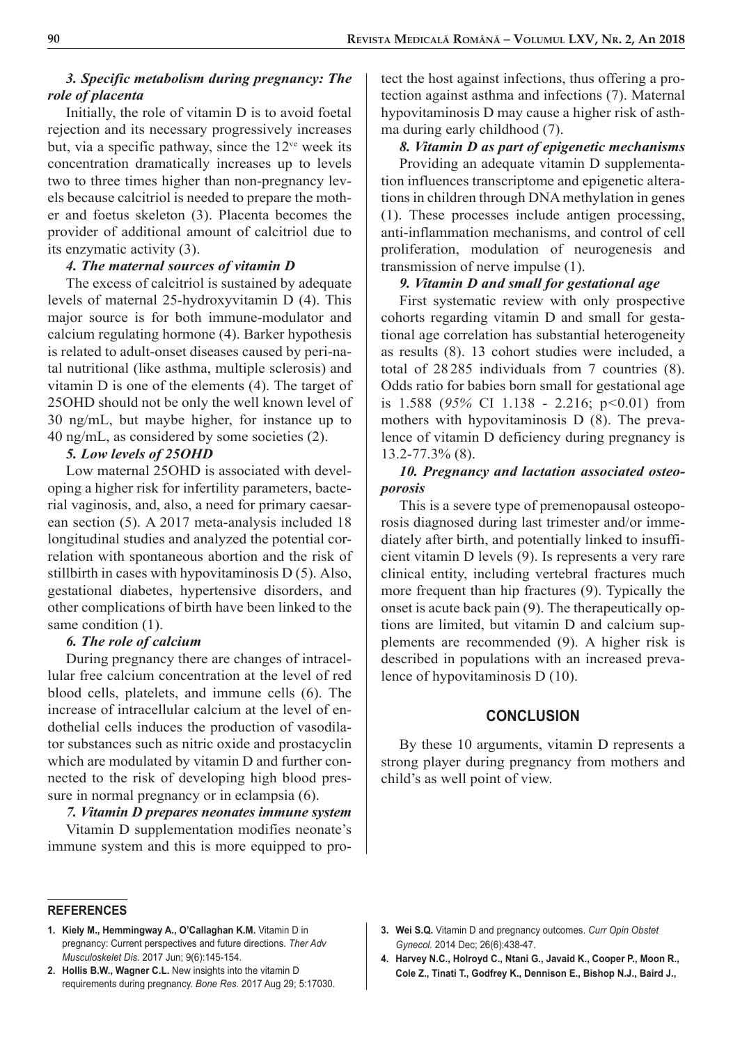### *3. Specific metabolism during pregnancy: The role of placenta*

Initially, the role of vitamin D is to avoid foetal rejection and its necessary progressively increases but, via a specific pathway, since the 12[ve] week its concentration dramatically increases up to levels two to three times higher than non-pregnancy levels because calcitriol is needed to prepare the mother and foetus skeleton (3). Placenta becomes the provider of additional amount of calcitriol due to its enzymatic activity (3).

### *4. The maternal sources of vitamin D*

The excess of calcitriol is sustained by adequate levels of maternal 25-hydroxyvitamin D (4). This major source is for both immune-modulator and calcium regulating hormone (4). Barker hypothesis is related to adult-onset diseases caused by peri-natal nutritional (like asthma, multiple sclerosis) and vitamin D is one of the elements (4). The target of 25OHD should not be only the well known level of 30 ng/mL, but maybe higher, for instance up to 40 ng/mL, as considered by some societies (2).

### *5. Low levels of 25OHD*

Low maternal 25OHD is associated with developing a higher risk for infertility parameters, bacterial vaginosis, and, also, a need for primary caesarean section (5). A 2017 meta-analysis included 18 longitudinal studies and analyzed the potential correlation with spontaneous abortion and the risk of stillbirth in cases with hypovitaminosis D (5). Also, gestational diabetes, hypertensive disorders, and other complications of birth have been linked to the same condition (1).

### *6. The role of calcium*

During pregnancy there are changes of intracellular free calcium concentration at the level of red blood cells, platelets, and immune cells (6). The increase of intracellular calcium at the level of endothelial cells induces the production of vasodilator substances such as nitric oxide and prostacyclin which are modulated by vitamin D and further connected to the risk of developing high blood pressure in normal pregnancy or in eclampsia (6).

### *7. Vitamin D prepares neonates immune system*

Vitamin D supplementation modifies neonate's immune system and this is more equipped to protect the host against infections, thus offering a protection against asthma and infections (7). Maternal hypovitaminosis D may cause a higher risk of asthma during early childhood (7).

### *8. Vitamin D as part of epigenetic mechanisms*

Providing an adequate vitamin D supplementation influences transcriptome and epigenetic alterations in children through DNA methylation in genes (1). These processes include antigen processing, anti-inflammation mechanisms, and control of cell proliferation, modulation of neurogenesis and transmission of nerve impulse (1).

### *9. Vitamin D and small for gestational age*

First systematic review with only prospective cohorts regarding vitamin D and small for gestational age correlation has substantial heterogeneity as results (8). 13 cohort studies were included, a total of 28285 individuals from 7 countries (8). Odds ratio for babies born small for gestational age is 1.588 (*95%* CI 1.138 - 2.216; $p<0.01$) from mothers with hypovitaminosis D (8). The prevalence of vitamin D deficiency during pregnancy is 13.2-77.3% (8).

### *10. Pregnancy and lactation associated osteoporosis*

This is a severe type of premenopausal osteoporosis diagnosed during last trimester and/or immediately after birth, and potentially linked to insufficient vitamin D levels (9). Is represents a very rare clinical entity, including vertebral fractures much more frequent than hip fractures (9). Typically the onset is acute back pain (9). The therapeutically options are limited, but vitamin D and calcium supplements are recommended (9). A higher risk is described in populations with an increased prevalence of hypovitaminosis D (10).

## CONCLUSION

By these 10 arguments, vitamin D represents a strong player during pregnancy from mothers and child's as well point of view.

## REFERENCES

1. **Kiely M., Hemmingway A., O'Callaghan K.M.** Vitamin D in pregnancy: Current perspectives and future directions. *Ther Adv Musculoskelet Dis.* 2017 Jun; 9(6):145-154.
2. **Hollis B.W., Wagner C.L.** New insights into the vitamin D requirements during pregnancy. *Bone Res.* 2017 Aug 29; 5:17030.
3. **Wei S.Q.** Vitamin D and pregnancy outcomes. *Curr Opin Obstet Gynecol.* 2014 Dec; 26(6):438-47.
4. **Harvey N.C., Holroyd C., Ntani G., Javaid K., Cooper P., Moon R., Cole Z., Tinati T., Godfrey K., Dennison E., Bishop N.J., Baird J.,**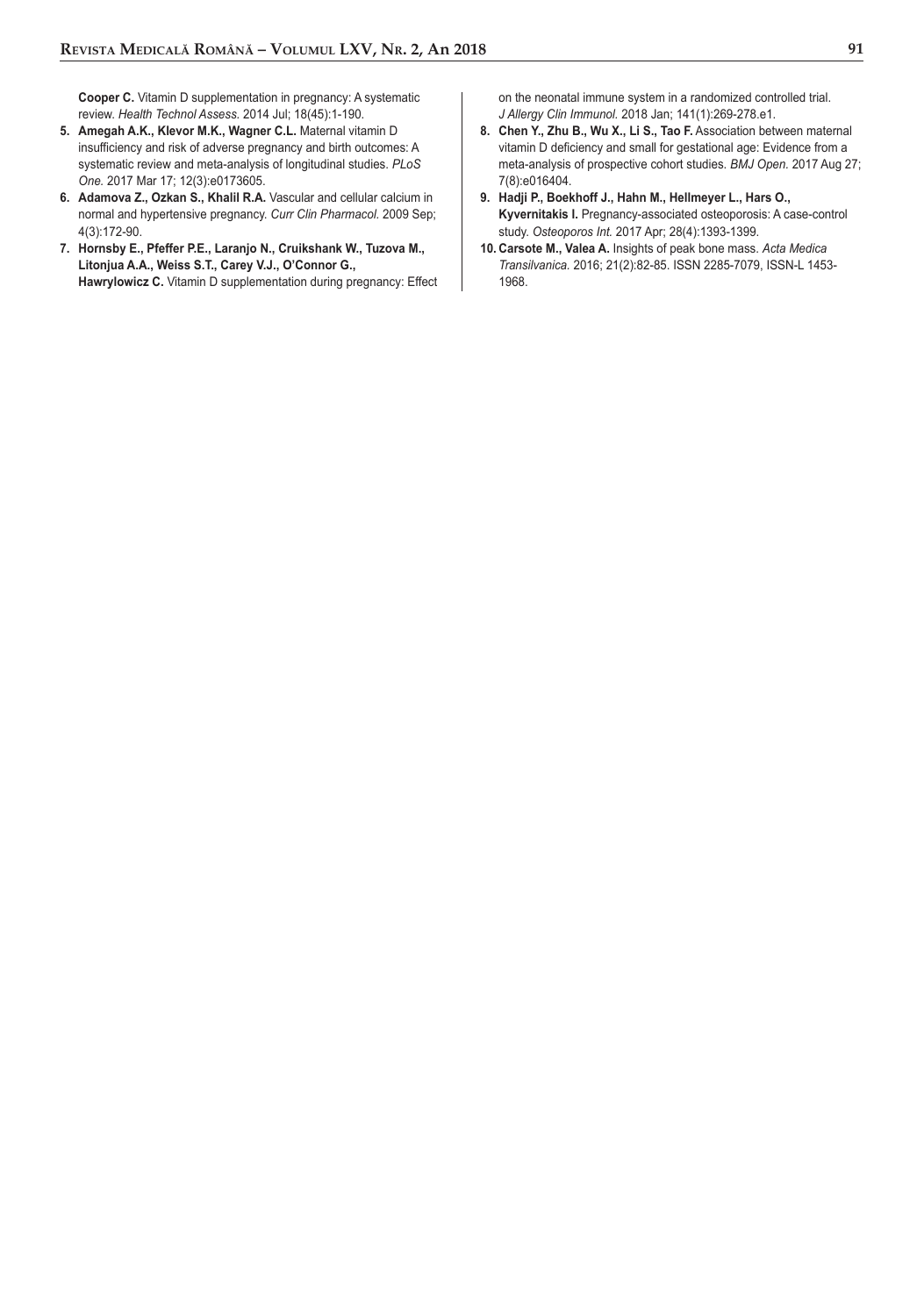**Cooper C.** Vitamin D supplementation in pregnancy: A systematic review. *Health Technol Assess.* 2014 Jul; 18(45):1-190.

5. **Amegah A.K., Klevor M.K., Wagner C.L.** Maternal vitamin D insufficiency and risk of adverse pregnancy and birth outcomes: A systematic review and meta-analysis of longitudinal studies. *PLoS One.* 2017 Mar 17; 12(3):e0173605.
6. **Adamova Z., Ozkan S., Khalil R.A.** Vascular and cellular calcium in normal and hypertensive pregnancy. *Curr Clin Pharmacol.* 2009 Sep; 4(3):172-90.
7. **Hornsby E., Pfeffer P.E., Laranjo N., Cruikshank W., Tuzova M., Litonjua A.A., Weiss S.T., Carey V.J., O'Connor G., Hawrylowicz C.** Vitamin D supplementation during pregnancy: Effect on the neonatal immune system in a randomized controlled trial. *J Allergy Clin Immunol.* 2018 Jan; 141(1):269-278.e1.
8. **Chen Y., Zhu B., Wu X., Li S., Tao F.** Association between maternal vitamin D deficiency and small for gestational age: Evidence from a meta-analysis of prospective cohort studies. *BMJ Open.* 2017 Aug 27; 7(8):e016404.
9. **Hadji P., Boekhoff J., Hahn M., Hellmeyer L., Hars O., Kyvernitakis I.** Pregnancy-associated osteoporosis: A case-control study. *Osteoporos Int.* 2017 Apr; 28(4):1393-1399.
10. **Carsote M., Valea A.** Insights of peak bone mass. *Acta Medica Transilvanica.* 2016; 21(2):82-85. ISSN 2285-7079, ISSN-L 1453-1968.